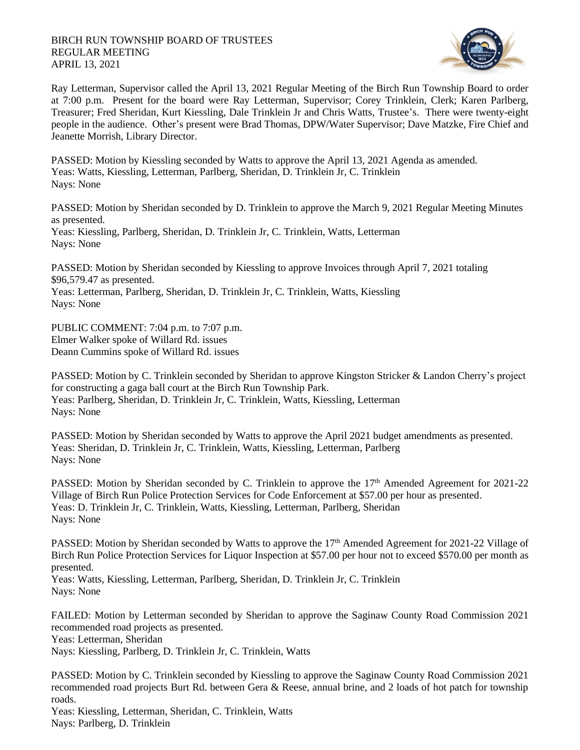BIRCH RUN TOWNSHIP BOARD OF TRUSTEES
REGULAR MEETING
APRIL 13, 2021

Ray Letterman, Supervisor called the April 13, 2021 Regular Meeting of the Birch Run Township Board to order at 7:00 p.m. Present for the board were Ray Letterman, Supervisor; Corey Trinklein, Clerk; Karen Parlberg, Treasurer; Fred Sheridan, Kurt Kiessling, Dale Trinklein Jr and Chris Watts, Trustee's. There were twenty-eight people in the audience. Other's present were Brad Thomas, DPW/Water Supervisor; Dave Matzke, Fire Chief and Jeanette Morrish, Library Director.

PASSED: Motion by Kiessling seconded by Watts to approve the April 13, 2021 Agenda as amended.
Yeas: Watts, Kiessling, Letterman, Parlberg, Sheridan, D. Trinklein Jr, C. Trinklein
Nays: None

PASSED: Motion by Sheridan seconded by D. Trinklein to approve the March 9, 2021 Regular Meeting Minutes as presented.
Yeas: Kiessling, Parlberg, Sheridan, D. Trinklein Jr, C. Trinklein, Watts, Letterman
Nays: None

PASSED: Motion by Sheridan seconded by Kiessling to approve Invoices through April 7, 2021 totaling $96,579.47 as presented.
Yeas: Letterman, Parlberg, Sheridan, D. Trinklein Jr, C. Trinklein, Watts, Kiessling
Nays: None

PUBLIC COMMENT: 7:04 p.m. to 7:07 p.m.
Elmer Walker spoke of Willard Rd. issues
Deann Cummins spoke of Willard Rd. issues

PASSED: Motion by C. Trinklein seconded by Sheridan to approve Kingston Stricker & Landon Cherry's project for constructing a gaga ball court at the Birch Run Township Park.
Yeas: Parlberg, Sheridan, D. Trinklein Jr, C. Trinklein, Watts, Kiessling, Letterman
Nays: None

PASSED: Motion by Sheridan seconded by Watts to approve the April 2021 budget amendments as presented.
Yeas: Sheridan, D. Trinklein Jr, C. Trinklein, Watts, Kiessling, Letterman, Parlberg
Nays: None

PASSED: Motion by Sheridan seconded by C. Trinklein to approve the 17th Amended Agreement for 2021-22 Village of Birch Run Police Protection Services for Code Enforcement at $57.00 per hour as presented.
Yeas: D. Trinklein Jr, C. Trinklein, Watts, Kiessling, Letterman, Parlberg, Sheridan
Nays: None

PASSED: Motion by Sheridan seconded by Watts to approve the 17th Amended Agreement for 2021-22 Village of Birch Run Police Protection Services for Liquor Inspection at $57.00 per hour not to exceed $570.00 per month as presented.
Yeas: Watts, Kiessling, Letterman, Parlberg, Sheridan, D. Trinklein Jr, C. Trinklein
Nays: None

FAILED: Motion by Letterman seconded by Sheridan to approve the Saginaw County Road Commission 2021 recommended road projects as presented.
Yeas: Letterman, Sheridan
Nays: Kiessling, Parlberg, D. Trinklein Jr, C. Trinklein, Watts

PASSED: Motion by C. Trinklein seconded by Kiessling to approve the Saginaw County Road Commission 2021 recommended road projects Burt Rd. between Gera & Reese, annual brine, and 2 loads of hot patch for township roads.
Yeas: Kiessling, Letterman, Sheridan, C. Trinklein, Watts
Nays: Parlberg, D. Trinklein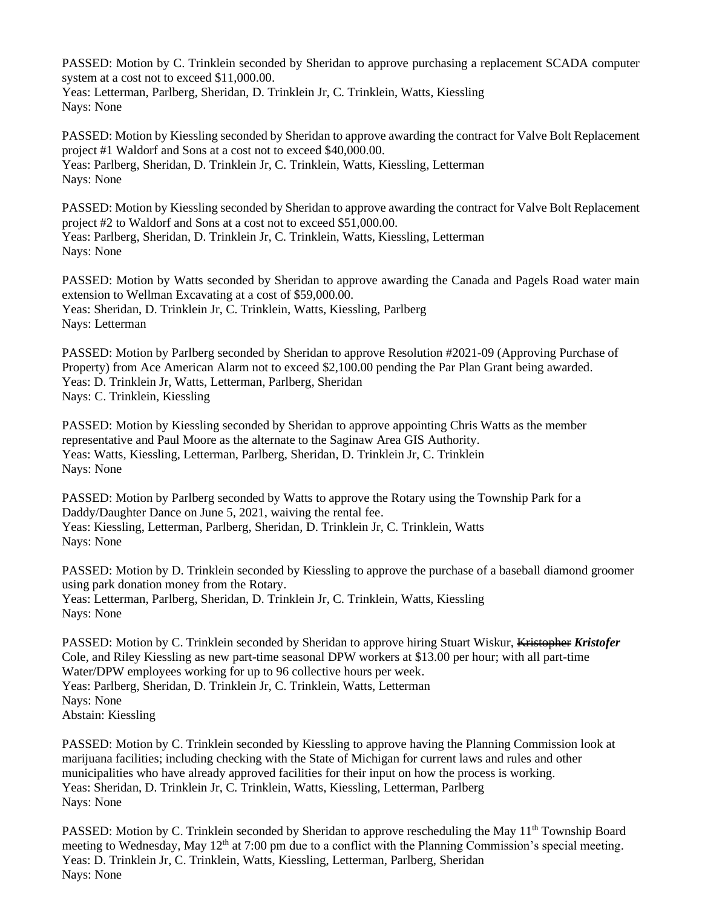PASSED: Motion by C. Trinklein seconded by Sheridan to approve purchasing a replacement SCADA computer system at a cost not to exceed $11,000.00.
Yeas: Letterman, Parlberg, Sheridan, D. Trinklein Jr, C. Trinklein, Watts, Kiessling
Nays: None

PASSED: Motion by Kiessling seconded by Sheridan to approve awarding the contract for Valve Bolt Replacement project #1 Waldorf and Sons at a cost not to exceed $40,000.00.
Yeas: Parlberg, Sheridan, D. Trinklein Jr, C. Trinklein, Watts, Kiessling, Letterman
Nays: None

PASSED: Motion by Kiessling seconded by Sheridan to approve awarding the contract for Valve Bolt Replacement project #2 to Waldorf and Sons at a cost not to exceed $51,000.00.
Yeas: Parlberg, Sheridan, D. Trinklein Jr, C. Trinklein, Watts, Kiessling, Letterman
Nays: None

PASSED: Motion by Watts seconded by Sheridan to approve awarding the Canada and Pagels Road water main extension to Wellman Excavating at a cost of $59,000.00.
Yeas: Sheridan, D. Trinklein Jr, C. Trinklein, Watts, Kiessling, Parlberg
Nays: Letterman

PASSED: Motion by Parlberg seconded by Sheridan to approve Resolution #2021-09 (Approving Purchase of Property) from Ace American Alarm not to exceed $2,100.00 pending the Par Plan Grant being awarded.
Yeas: D. Trinklein Jr, Watts, Letterman, Parlberg, Sheridan
Nays: C. Trinklein, Kiessling

PASSED: Motion by Kiessling seconded by Sheridan to approve appointing Chris Watts as the member representative and Paul Moore as the alternate to the Saginaw Area GIS Authority.
Yeas: Watts, Kiessling, Letterman, Parlberg, Sheridan, D. Trinklein Jr, C. Trinklein
Nays: None

PASSED: Motion by Parlberg seconded by Watts to approve the Rotary using the Township Park for a Daddy/Daughter Dance on June 5, 2021, waiving the rental fee.
Yeas: Kiessling, Letterman, Parlberg, Sheridan, D. Trinklein Jr, C. Trinklein, Watts
Nays: None

PASSED: Motion by D. Trinklein seconded by Kiessling to approve the purchase of a baseball diamond groomer using park donation money from the Rotary.
Yeas: Letterman, Parlberg, Sheridan, D. Trinklein Jr, C. Trinklein, Watts, Kiessling
Nays: None

PASSED: Motion by C. Trinklein seconded by Sheridan to approve hiring Stuart Wiskur, ~~Kristopher~~ ***Kristofer*** Cole, and Riley Kiessling as new part-time seasonal DPW workers at $13.00 per hour; with all part-time Water/DPW employees working for up to 96 collective hours per week.
Yeas: Parlberg, Sheridan, D. Trinklein Jr, C. Trinklein, Watts, Letterman
Nays: None
Abstain: Kiessling

PASSED: Motion by C. Trinklein seconded by Kiessling to approve having the Planning Commission look at marijuana facilities; including checking with the State of Michigan for current laws and rules and other municipalities who have already approved facilities for their input on how the process is working.
Yeas: Sheridan, D. Trinklein Jr, C. Trinklein, Watts, Kiessling, Letterman, Parlberg
Nays: None

PASSED: Motion by C. Trinklein seconded by Sheridan to approve rescheduling the May 11th Township Board meeting to Wednesday, May 12th at 7:00 pm due to a conflict with the Planning Commission's special meeting.
Yeas: D. Trinklein Jr, C. Trinklein, Watts, Kiessling, Letterman, Parlberg, Sheridan
Nays: None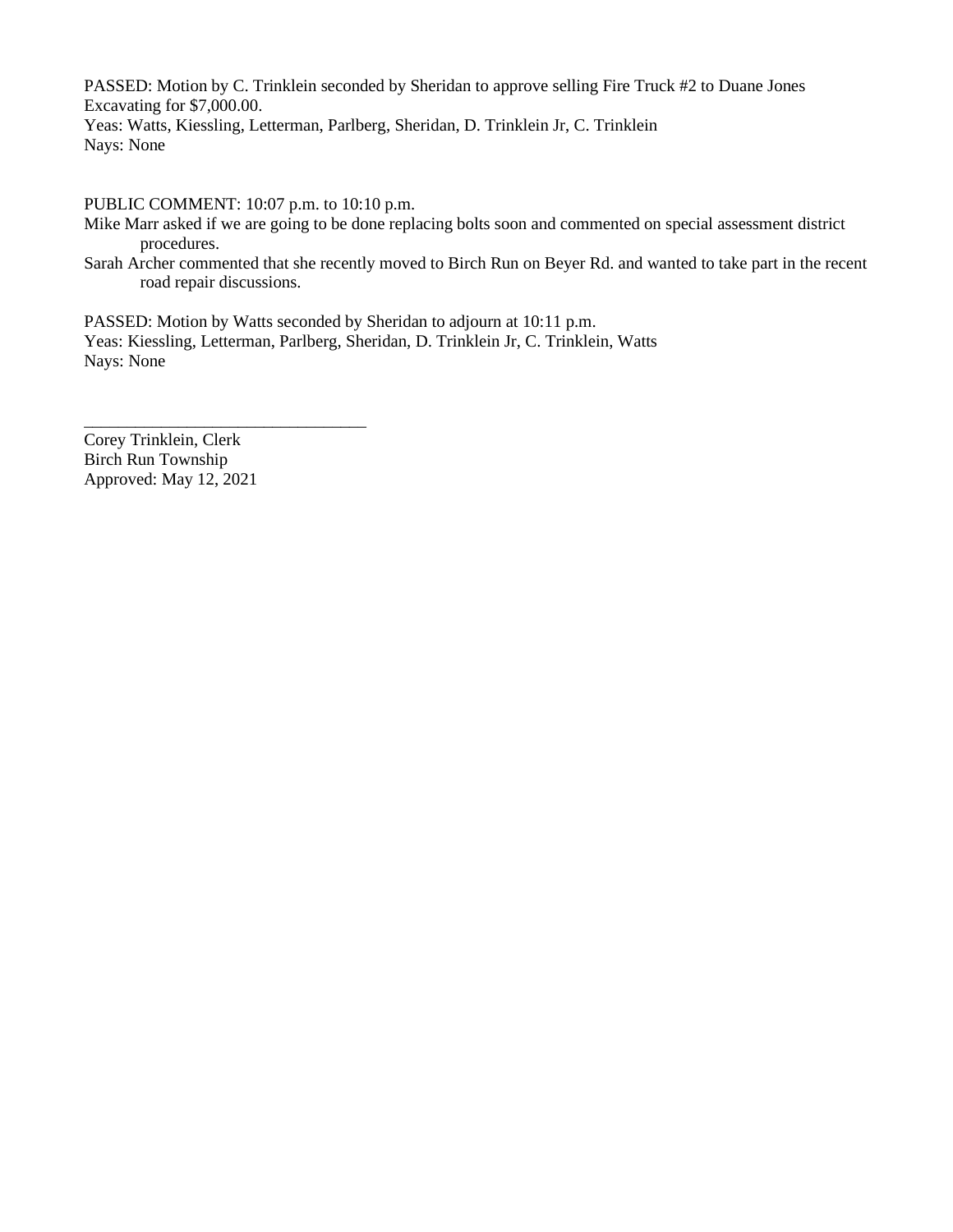PASSED: Motion by C. Trinklein seconded by Sheridan to approve selling Fire Truck #2 to Duane Jones Excavating for $7,000.00.
Yeas: Watts, Kiessling, Letterman, Parlberg, Sheridan, D. Trinklein Jr, C. Trinklein
Nays: None

PUBLIC COMMENT: 10:07 p.m. to 10:10 p.m.

Mike Marr asked if we are going to be done replacing bolts soon and commented on special assessment district procedures.

Sarah Archer commented that she recently moved to Birch Run on Beyer Rd. and wanted to take part in the recent road repair discussions.

PASSED: Motion by Watts seconded by Sheridan to adjourn at 10:11 p.m.
Yeas: Kiessling, Letterman, Parlberg, Sheridan, D. Trinklein Jr, C. Trinklein, Watts
Nays: None

_________________________________
Corey Trinklein, Clerk
Birch Run Township
Approved: May 12, 2021